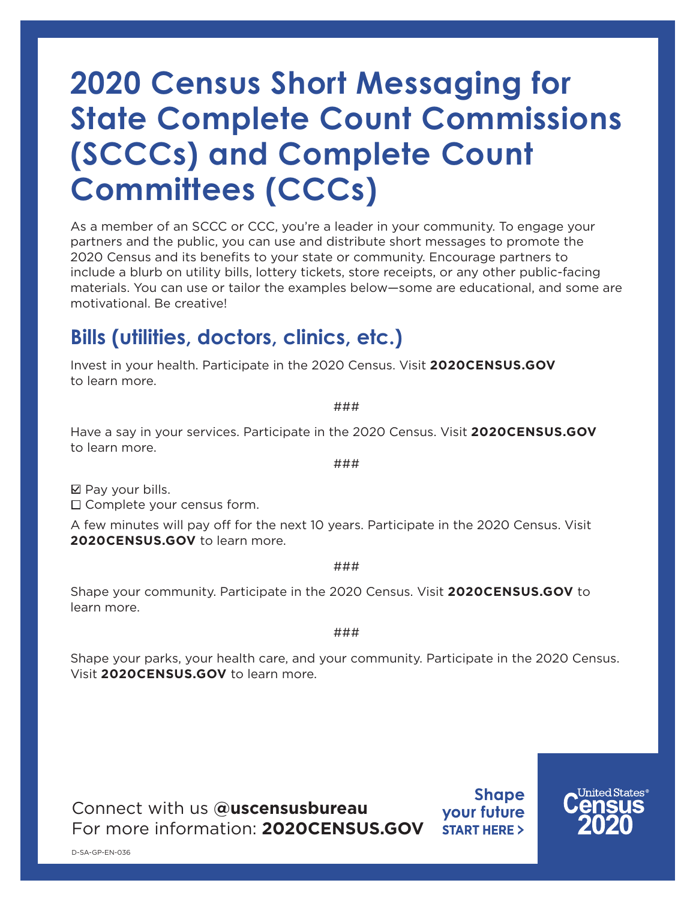# 2020 Census Short Messaging for State Complete Count Commissions (SCCCs) and Complete Count Committees (CCCs)

As a member of an SCCC or CCC, you're a leader in your community. To engage your partners and the public, you can use and distribute short messages to promote the 2020 Census and its benefits to your state or community. Encourage partners to include a blurb on utility bills, lottery tickets, store receipts, or any other public-facing materials. You can use or tailor the examples below—some are educational, and some are motivational. Be creative!

## Bills (utilities, doctors, clinics, etc.)

Invest in your health. Participate in the 2020 Census. Visit **2020CENSUS.GOV** to learn more.

###

Have a say in your services. Participate in the 2020 Census. Visit **2020CENSUS.GOV** to learn more.

###

☑ Pay your bills.
☐ Complete your census form.

A few minutes will pay off for the next 10 years. Participate in the 2020 Census. Visit **2020CENSUS.GOV** to learn more.

###

Shape your community. Participate in the 2020 Census. Visit **2020CENSUS.GOV** to learn more.

###

Shape your parks, your health care, and your community. Participate in the 2020 Census. Visit **2020CENSUS.GOV** to learn more.

Connect with us **@uscensusbureau**
For more information: **2020CENSUS.GOV**

**Shape your future START HERE >**

United States® Census 2020

D-SA-GP-EN-036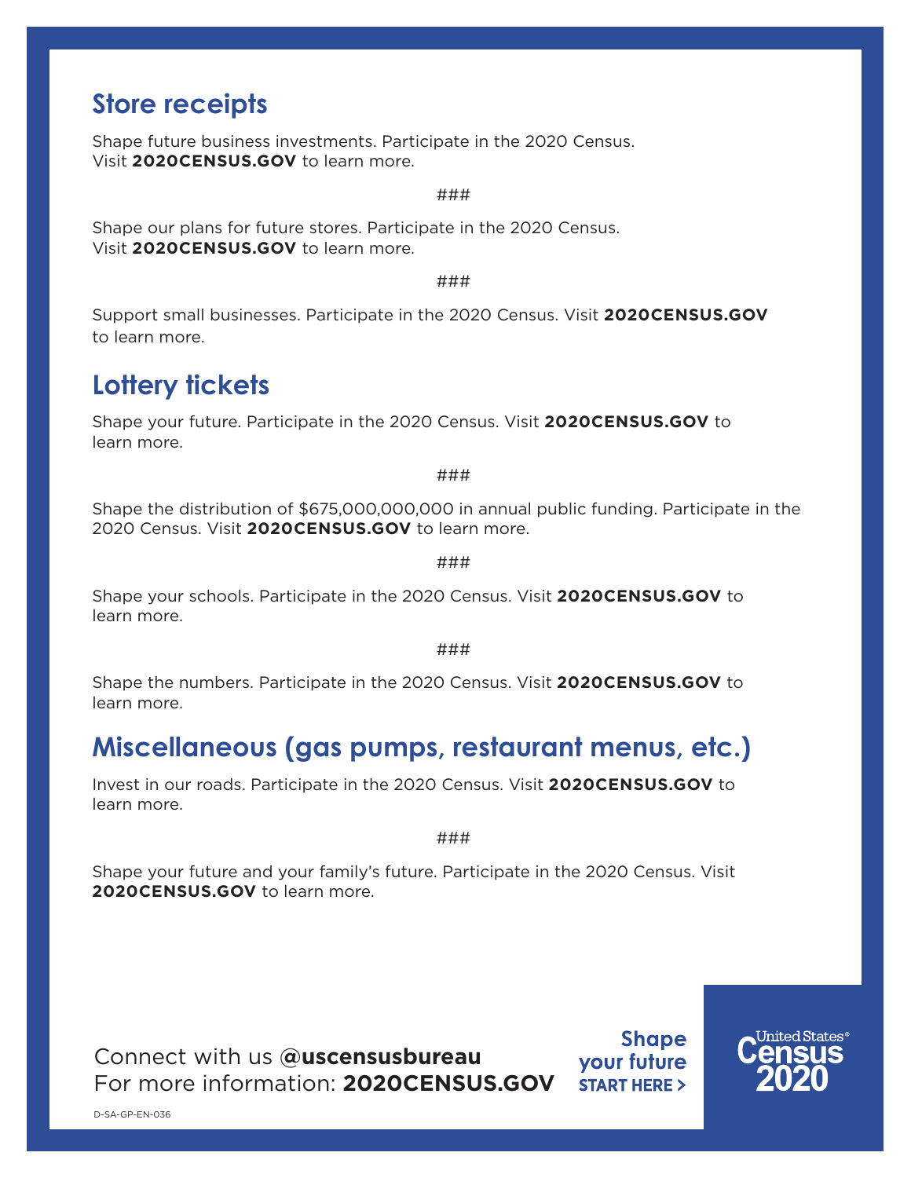## Store receipts

Shape future business investments. Participate in the 2020 Census. Visit **2020CENSUS.GOV** to learn more.

###

Shape our plans for future stores. Participate in the 2020 Census. Visit **2020CENSUS.GOV** to learn more.

###

Support small businesses. Participate in the 2020 Census. Visit **2020CENSUS.GOV** to learn more.

## Lottery tickets

Shape your future. Participate in the 2020 Census. Visit **2020CENSUS.GOV** to learn more.

###

Shape the distribution of $675,000,000,000 in annual public funding. Participate in the 2020 Census. Visit **2020CENSUS.GOV** to learn more.

###

Shape your schools. Participate in the 2020 Census. Visit **2020CENSUS.GOV** to learn more.

###

Shape the numbers. Participate in the 2020 Census. Visit **2020CENSUS.GOV** to learn more.

## Miscellaneous (gas pumps, restaurant menus, etc.)

Invest in our roads. Participate in the 2020 Census. Visit **2020CENSUS.GOV** to learn more.

###

Shape your future and your family's future. Participate in the 2020 Census. Visit **2020CENSUS.GOV** to learn more.

Connect with us **@uscensusbureau**
For more information: **2020CENSUS.GOV**

**Shape your future START HERE >**

United States® Census 2020

D-SA-GP-EN-036